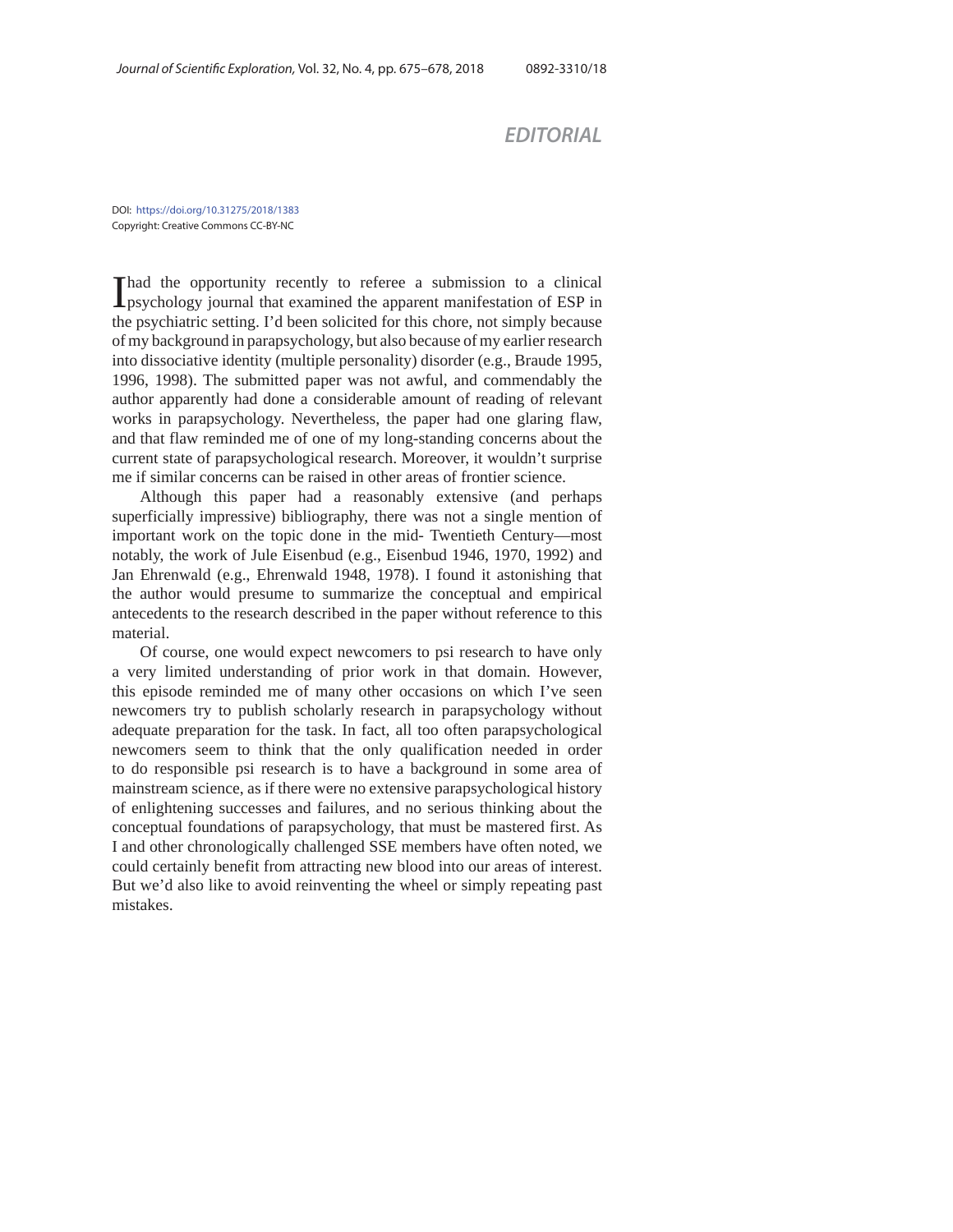# EDITORIAL

DOI: https://doi.org/10.31275/2018/1383
Copyright: Creative Commons CC-BY-NC

I had the opportunity recently to referee a submission to a clinical psychology journal that examined the apparent manifestation of ESP in the psychiatric setting. I'd been solicited for this chore, not simply because of my background in parapsychology, but also because of my earlier research into dissociative identity (multiple personality) disorder (e.g., Braude 1995, 1996, 1998). The submitted paper was not awful, and commendably the author apparently had done a considerable amount of reading of relevant works in parapsychology. Nevertheless, the paper had one glaring flaw, and that flaw reminded me of one of my long-standing concerns about the current state of parapsychological research. Moreover, it wouldn't surprise me if similar concerns can be raised in other areas of frontier science.

Although this paper had a reasonably extensive (and perhaps superficially impressive) bibliography, there was not a single mention of important work on the topic done in the mid- Twentieth Century—most notably, the work of Jule Eisenbud (e.g., Eisenbud 1946, 1970, 1992) and Jan Ehrenwald (e.g., Ehrenwald 1948, 1978). I found it astonishing that the author would presume to summarize the conceptual and empirical antecedents to the research described in the paper without reference to this material.

Of course, one would expect newcomers to psi research to have only a very limited understanding of prior work in that domain. However, this episode reminded me of many other occasions on which I've seen newcomers try to publish scholarly research in parapsychology without adequate preparation for the task. In fact, all too often parapsychological newcomers seem to think that the only qualification needed in order to do responsible psi research is to have a background in some area of mainstream science, as if there were no extensive parapsychological history of enlightening successes and failures, and no serious thinking about the conceptual foundations of parapsychology, that must be mastered first. As I and other chronologically challenged SSE members have often noted, we could certainly benefit from attracting new blood into our areas of interest. But we'd also like to avoid reinventing the wheel or simply repeating past mistakes.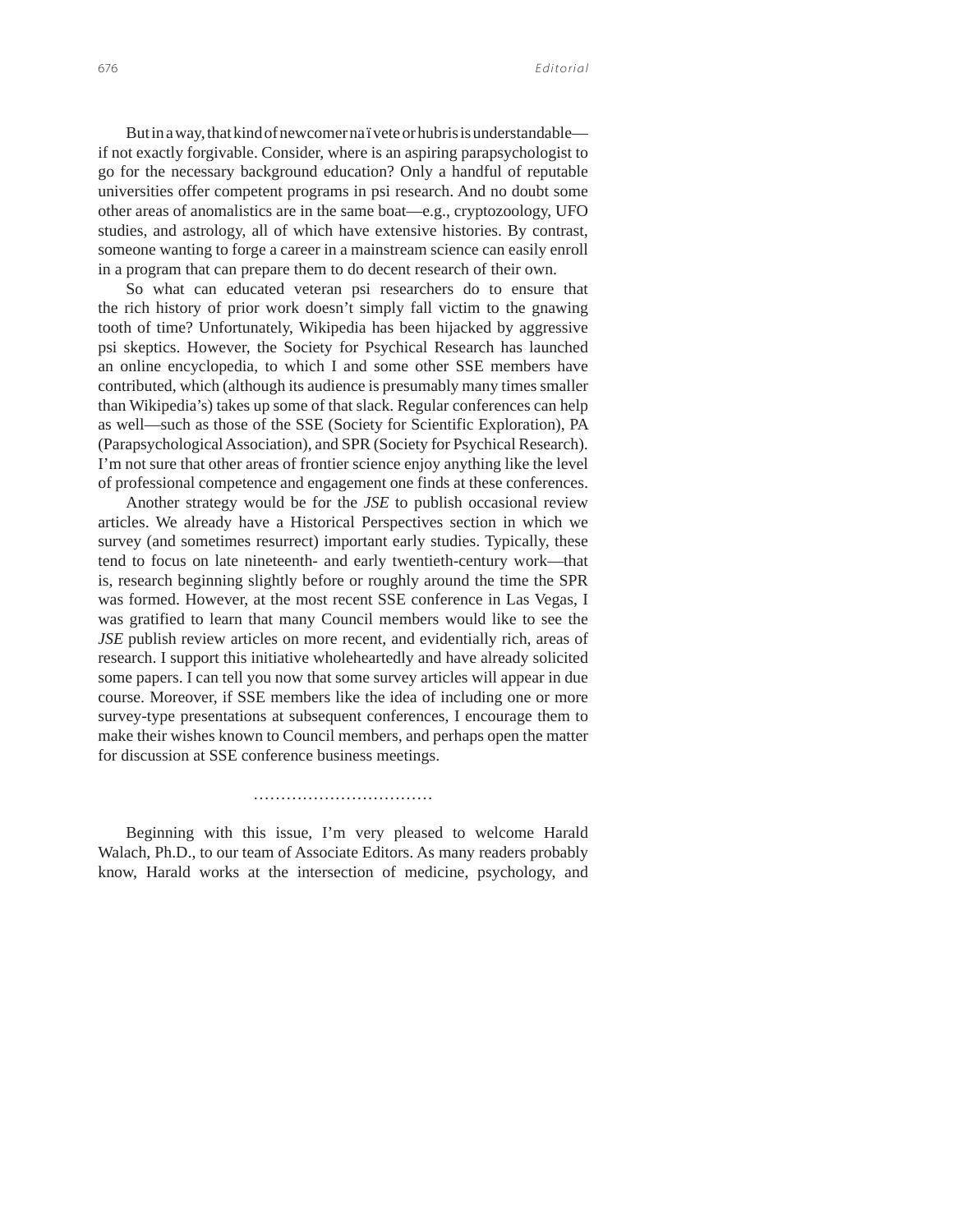But in a way, that kind of newcomer naïvete or hubris is understandable—if not exactly forgivable. Consider, where is an aspiring parapsychologist to go for the necessary background education? Only a handful of reputable universities offer competent programs in psi research. And no doubt some other areas of anomalistics are in the same boat—e.g., cryptozoology, UFO studies, and astrology, all of which have extensive histories. By contrast, someone wanting to forge a career in a mainstream science can easily enroll in a program that can prepare them to do decent research of their own.

So what can educated veteran psi researchers do to ensure that the rich history of prior work doesn't simply fall victim to the gnawing tooth of time? Unfortunately, Wikipedia has been hijacked by aggressive psi skeptics. However, the Society for Psychical Research has launched an online encyclopedia, to which I and some other SSE members have contributed, which (although its audience is presumably many times smaller than Wikipedia's) takes up some of that slack. Regular conferences can help as well—such as those of the SSE (Society for Scientific Exploration), PA (Parapsychological Association), and SPR (Society for Psychical Research). I'm not sure that other areas of frontier science enjoy anything like the level of professional competence and engagement one finds at these conferences.

Another strategy would be for the *JSE* to publish occasional review articles. We already have a Historical Perspectives section in which we survey (and sometimes resurrect) important early studies. Typically, these tend to focus on late nineteenth- and early twentieth-century work—that is, research beginning slightly before or roughly around the time the SPR was formed. However, at the most recent SSE conference in Las Vegas, I was gratified to learn that many Council members would like to see the *JSE* publish review articles on more recent, and evidentially rich, areas of research. I support this initiative wholeheartedly and have already solicited some papers. I can tell you now that some survey articles will appear in due course. Moreover, if SSE members like the idea of including one or more survey-type presentations at subsequent conferences, I encourage them to make their wishes known to Council members, and perhaps open the matter for discussion at SSE conference business meetings.

................................

Beginning with this issue, I'm very pleased to welcome Harald Walach, Ph.D., to our team of Associate Editors. As many readers probably know, Harald works at the intersection of medicine, psychology, and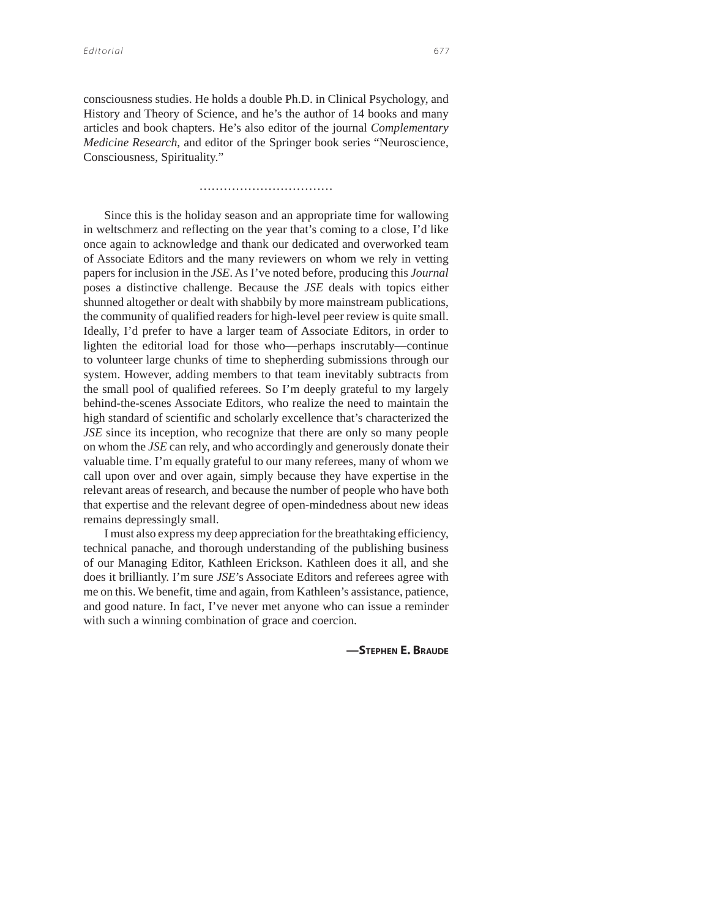consciousness studies. He holds a double Ph.D. in Clinical Psychology, and History and Theory of Science, and he's the author of 14 books and many articles and book chapters. He's also editor of the journal *Complementary Medicine Research*, and editor of the Springer book series "Neuroscience, Consciousness, Spirituality."

……………………………

Since this is the holiday season and an appropriate time for wallowing in weltschmerz and reflecting on the year that's coming to a close, I'd like once again to acknowledge and thank our dedicated and overworked team of Associate Editors and the many reviewers on whom we rely in vetting papers for inclusion in the *JSE*. As I've noted before, producing this *Journal* poses a distinctive challenge. Because the *JSE* deals with topics either shunned altogether or dealt with shabbily by more mainstream publications, the community of qualified readers for high-level peer review is quite small. Ideally, I'd prefer to have a larger team of Associate Editors, in order to lighten the editorial load for those who—perhaps inscrutably—continue to volunteer large chunks of time to shepherding submissions through our system. However, adding members to that team inevitably subtracts from the small pool of qualified referees. So I'm deeply grateful to my largely behind-the-scenes Associate Editors, who realize the need to maintain the high standard of scientific and scholarly excellence that's characterized the *JSE* since its inception, who recognize that there are only so many people on whom the *JSE* can rely, and who accordingly and generously donate their valuable time. I'm equally grateful to our many referees, many of whom we call upon over and over again, simply because they have expertise in the relevant areas of research, and because the number of people who have both that expertise and the relevant degree of open-mindedness about new ideas remains depressingly small.

I must also express my deep appreciation for the breathtaking efficiency, technical panache, and thorough understanding of the publishing business of our Managing Editor, Kathleen Erickson. Kathleen does it all, and she does it brilliantly. I'm sure *JSE*'s Associate Editors and referees agree with me on this. We benefit, time and again, from Kathleen's assistance, patience, and good nature. In fact, I've never met anyone who can issue a reminder with such a winning combination of grace and coercion.

**—Stephen E. Braude**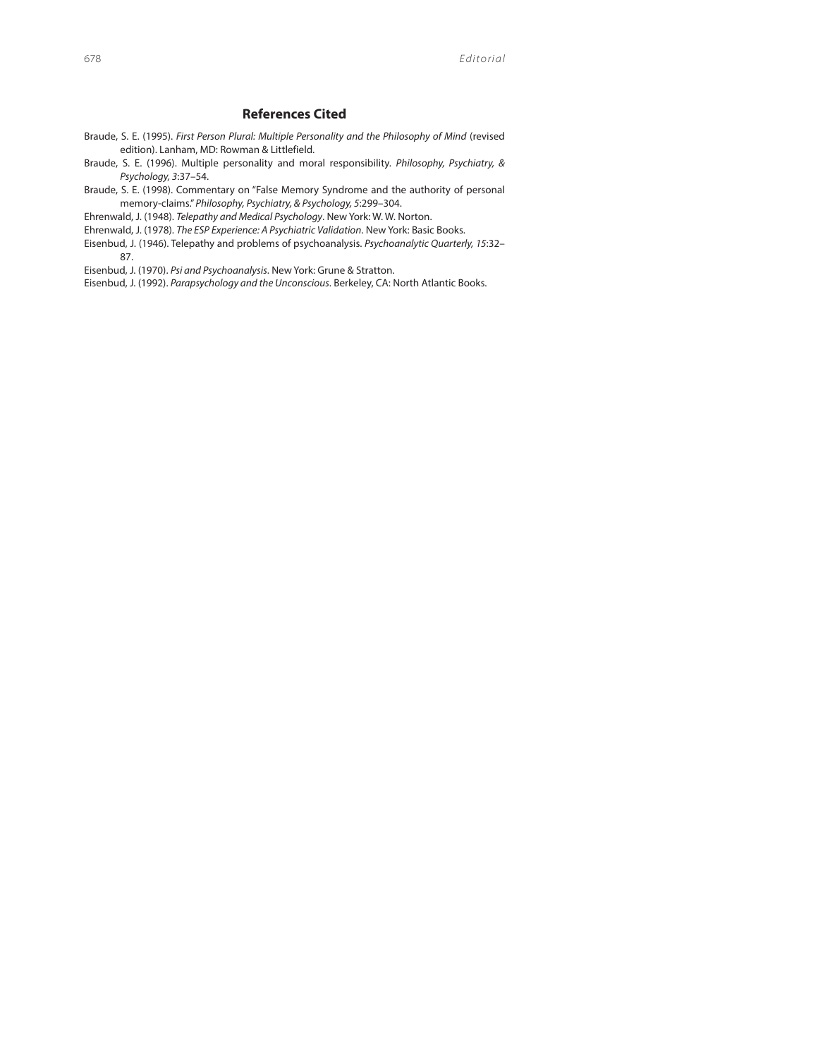## References Cited

Braude, S. E. (1995). *First Person Plural: Multiple Personality and the Philosophy of Mind* (revised edition). Lanham, MD: Rowman & Littlefield.

Braude, S. E. (1996). Multiple personality and moral responsibility. *Philosophy, Psychiatry, & Psychology, 3*:37–54.

Braude, S. E. (1998). Commentary on "False Memory Syndrome and the authority of personal memory-claims." *Philosophy, Psychiatry, & Psychology, 5*:299–304.

Ehrenwald, J. (1948). *Telepathy and Medical Psychology*. New York: W. W. Norton.

Ehrenwald, J. (1978). *The ESP Experience: A Psychiatric Validation*. New York: Basic Books.

Eisenbud, J. (1946). Telepathy and problems of psychoanalysis. *Psychoanalytic Quarterly, 15*:32–87.

Eisenbud, J. (1970). *Psi and Psychoanalysis*. New York: Grune & Stratton.

Eisenbud, J. (1992). *Parapsychology and the Unconscious*. Berkeley, CA: North Atlantic Books.